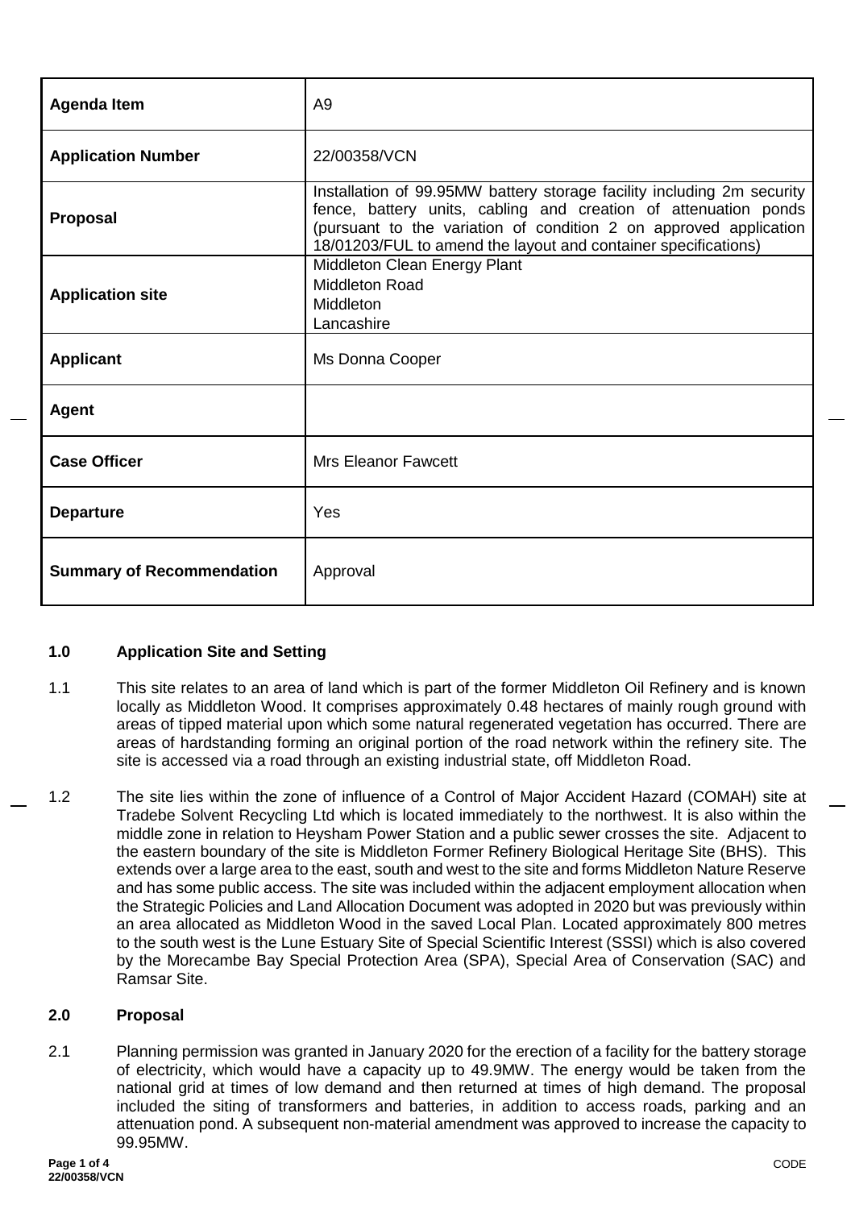| | |
|---|---|
| **Agenda Item** | A9 |
| **Application Number** | 22/00358/VCN |
| **Proposal** | Installation of 99.95MW battery storage facility including 2m security fence, battery units, cabling and creation of attenuation ponds (pursuant to the variation of condition 2 on approved application 18/01203/FUL to amend the layout and container specifications) |
| **Application site** | Middleton Clean Energy Plant<br>Middleton Road<br>Middleton<br>Lancashire |
| **Applicant** | Ms Donna Cooper |
| **Agent** | |
| **Case Officer** | Mrs Eleanor Fawcett |
| **Departure** | Yes |
| **Summary of Recommendation** | Approval |

## 1.0 Application Site and Setting

1.1 This site relates to an area of land which is part of the former Middleton Oil Refinery and is known locally as Middleton Wood. It comprises approximately 0.48 hectares of mainly rough ground with areas of tipped material upon which some natural regenerated vegetation has occurred. There are areas of hardstanding forming an original portion of the road network within the refinery site. The site is accessed via a road through an existing industrial state, off Middleton Road.

1.2 The site lies within the zone of influence of a Control of Major Accident Hazard (COMAH) site at Tradebe Solvent Recycling Ltd which is located immediately to the northwest. It is also within the middle zone in relation to Heysham Power Station and a public sewer crosses the site. Adjacent to the eastern boundary of the site is Middleton Former Refinery Biological Heritage Site (BHS). This extends over a large area to the east, south and west to the site and forms Middleton Nature Reserve and has some public access. The site was included within the adjacent employment allocation when the Strategic Policies and Land Allocation Document was adopted in 2020 but was previously within an area allocated as Middleton Wood in the saved Local Plan. Located approximately 800 metres to the south west is the Lune Estuary Site of Special Scientific Interest (SSSI) which is also covered by the Morecambe Bay Special Protection Area (SPA), Special Area of Conservation (SAC) and Ramsar Site.

## 2.0 Proposal

2.1 Planning permission was granted in January 2020 for the erection of a facility for the battery storage of electricity, which would have a capacity up to 49.9MW. The energy would be taken from the national grid at times of low demand and then returned at times of high demand. The proposal included the siting of transformers and batteries, in addition to access roads, parking and an attenuation pond. A subsequent non-material amendment was approved to increase the capacity to 99.95MW.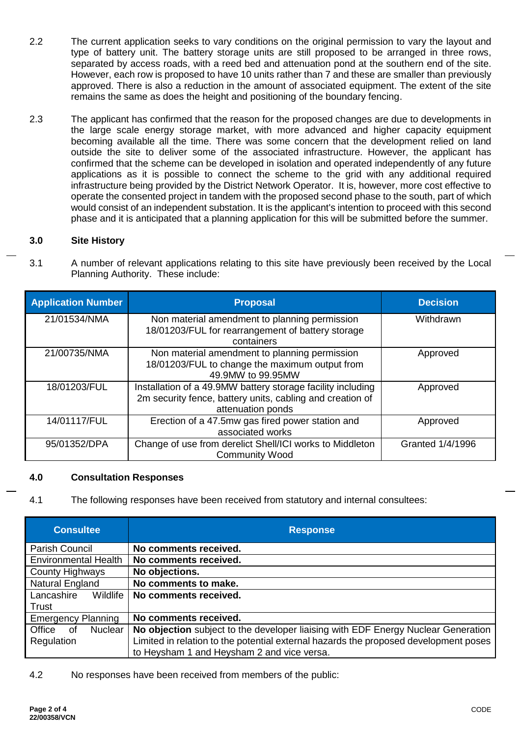2.2 The current application seeks to vary conditions on the original permission to vary the layout and type of battery unit. The battery storage units are still proposed to be arranged in three rows, separated by access roads, with a reed bed and attenuation pond at the southern end of the site. However, each row is proposed to have 10 units rather than 7 and these are smaller than previously approved. There is also a reduction in the amount of associated equipment. The extent of the site remains the same as does the height and positioning of the boundary fencing.

2.3 The applicant has confirmed that the reason for the proposed changes are due to developments in the large scale energy storage market, with more advanced and higher capacity equipment becoming available all the time. There was some concern that the development relied on land outside the site to deliver some of the associated infrastructure. However, the applicant has confirmed that the scheme can be developed in isolation and operated independently of any future applications as it is possible to connect the scheme to the grid with any additional required infrastructure being provided by the District Network Operator. It is, however, more cost effective to operate the consented project in tandem with the proposed second phase to the south, part of which would consist of an independent substation. It is the applicant's intention to proceed with this second phase and it is anticipated that a planning application for this will be submitted before the summer.

### 3.0 Site History

3.1 A number of relevant applications relating to this site have previously been received by the Local Planning Authority. These include:

| Application Number | Proposal | Decision |
|---|---|---|
| 21/01534/NMA | Non material amendment to planning permission 18/01203/FUL for rearrangement of battery storage containers | Withdrawn |
| 21/00735/NMA | Non material amendment to planning permission 18/01203/FUL to change the maximum output from 49.9MW to 99.95MW | Approved |
| 18/01203/FUL | Installation of a 49.9MW battery storage facility including 2m security fence, battery units, cabling and creation of attenuation ponds | Approved |
| 14/01117/FUL | Erection of a 47.5mw gas fired power station and associated works | Approved |
| 95/01352/DPA | Change of use from derelict Shell/ICI works to Middleton Community Wood | Granted 1/4/1996 |

### 4.0 Consultation Responses

4.1 The following responses have been received from statutory and internal consultees:

| Consultee | Response |
|---|---|
| Parish Council | **No comments received.** |
| Environmental Health | **No comments received.** |
| County Highways | **No objections.** |
| Natural England | **No comments to make.** |
| Lancashire Wildlife Trust | **No comments received.** |
| Emergency Planning | **No comments received.** |
| Office of Nuclear Regulation | **No objection** subject to the developer liaising with EDF Energy Nuclear Generation Limited in relation to the potential external hazards the proposed development poses to Heysham 1 and Heysham 2 and vice versa. |

4.2 No responses have been received from members of the public: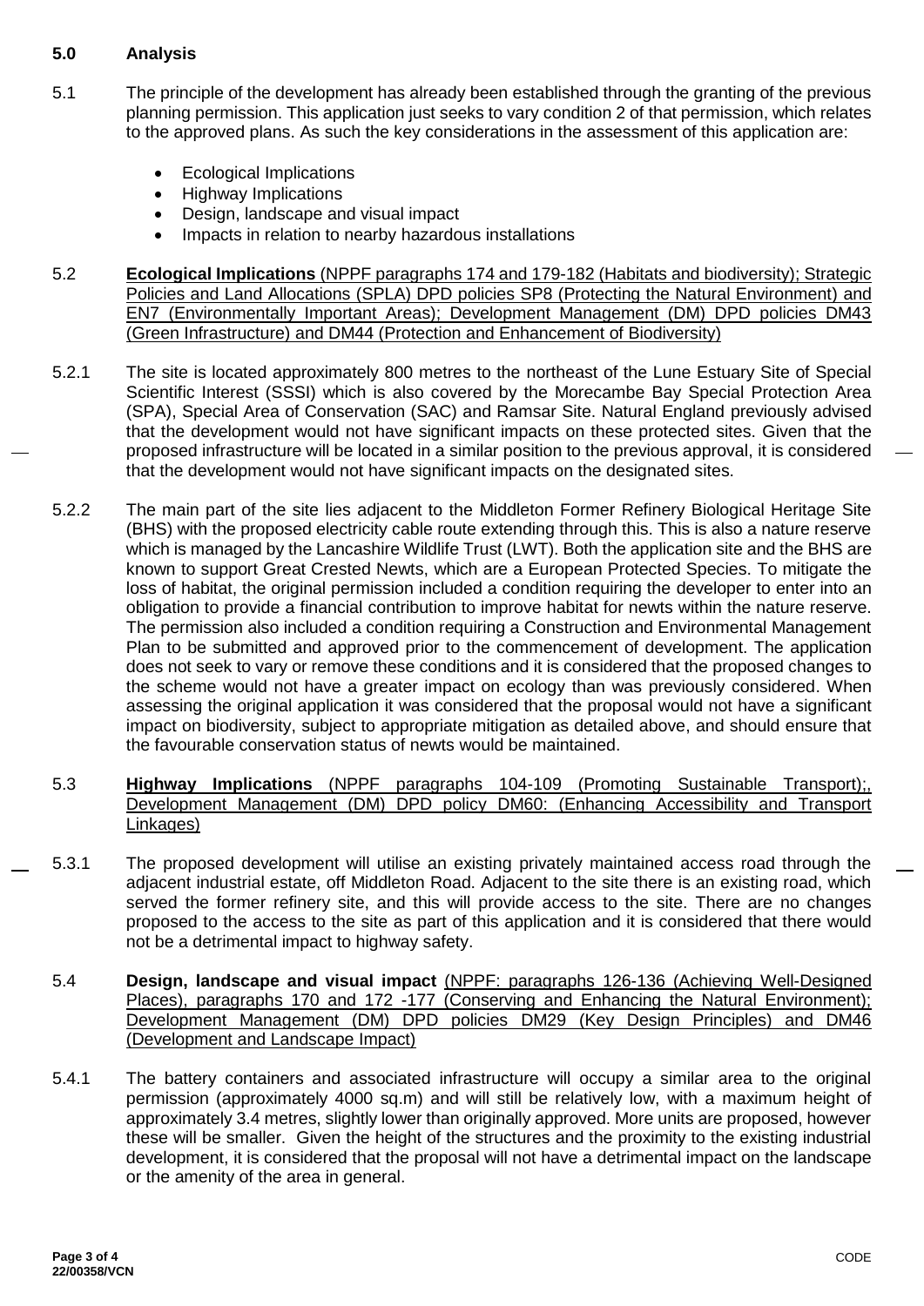## 5.0 Analysis

5.1 The principle of the development has already been established through the granting of the previous planning permission. This application just seeks to vary condition 2 of that permission, which relates to the approved plans. As such the key considerations in the assessment of this application are:

- Ecological Implications
- Highway Implications
- Design, landscape and visual impact
- Impacts in relation to nearby hazardous installations

5.2 **Ecological Implications** (NPPF paragraphs 174 and 179-182 (Habitats and biodiversity); Strategic Policies and Land Allocations (SPLA) DPD policies SP8 (Protecting the Natural Environment) and EN7 (Environmentally Important Areas); Development Management (DM) DPD policies DM43 (Green Infrastructure) and DM44 (Protection and Enhancement of Biodiversity)

5.2.1 The site is located approximately 800 metres to the northeast of the Lune Estuary Site of Special Scientific Interest (SSSI) which is also covered by the Morecambe Bay Special Protection Area (SPA), Special Area of Conservation (SAC) and Ramsar Site. Natural England previously advised that the development would not have significant impacts on these protected sites. Given that the proposed infrastructure will be located in a similar position to the previous approval, it is considered that the development would not have significant impacts on the designated sites.

5.2.2 The main part of the site lies adjacent to the Middleton Former Refinery Biological Heritage Site (BHS) with the proposed electricity cable route extending through this. This is also a nature reserve which is managed by the Lancashire Wildlife Trust (LWT). Both the application site and the BHS are known to support Great Crested Newts, which are a European Protected Species. To mitigate the loss of habitat, the original permission included a condition requiring the developer to enter into an obligation to provide a financial contribution to improve habitat for newts within the nature reserve. The permission also included a condition requiring a Construction and Environmental Management Plan to be submitted and approved prior to the commencement of development. The application does not seek to vary or remove these conditions and it is considered that the proposed changes to the scheme would not have a greater impact on ecology than was previously considered. When assessing the original application it was considered that the proposal would not have a significant impact on biodiversity, subject to appropriate mitigation as detailed above, and should ensure that the favourable conservation status of newts would be maintained.

5.3 **Highway Implications** (NPPF paragraphs 104-109 (Promoting Sustainable Transport);, Development Management (DM) DPD policy DM60: (Enhancing Accessibility and Transport Linkages)

5.3.1 The proposed development will utilise an existing privately maintained access road through the adjacent industrial estate, off Middleton Road. Adjacent to the site there is an existing road, which served the former refinery site, and this will provide access to the site. There are no changes proposed to the access to the site as part of this application and it is considered that there would not be a detrimental impact to highway safety.

5.4 **Design, landscape and visual impact** (NPPF: paragraphs 126-136 (Achieving Well-Designed Places), paragraphs 170 and 172 -177 (Conserving and Enhancing the Natural Environment); Development Management (DM) DPD policies DM29 (Key Design Principles) and DM46 (Development and Landscape Impact)

5.4.1 The battery containers and associated infrastructure will occupy a similar area to the original permission (approximately 4000 sq.m) and will still be relatively low, with a maximum height of approximately 3.4 metres, slightly lower than originally approved. More units are proposed, however these will be smaller. Given the height of the structures and the proximity to the existing industrial development, it is considered that the proposal will not have a detrimental impact on the landscape or the amenity of the area in general.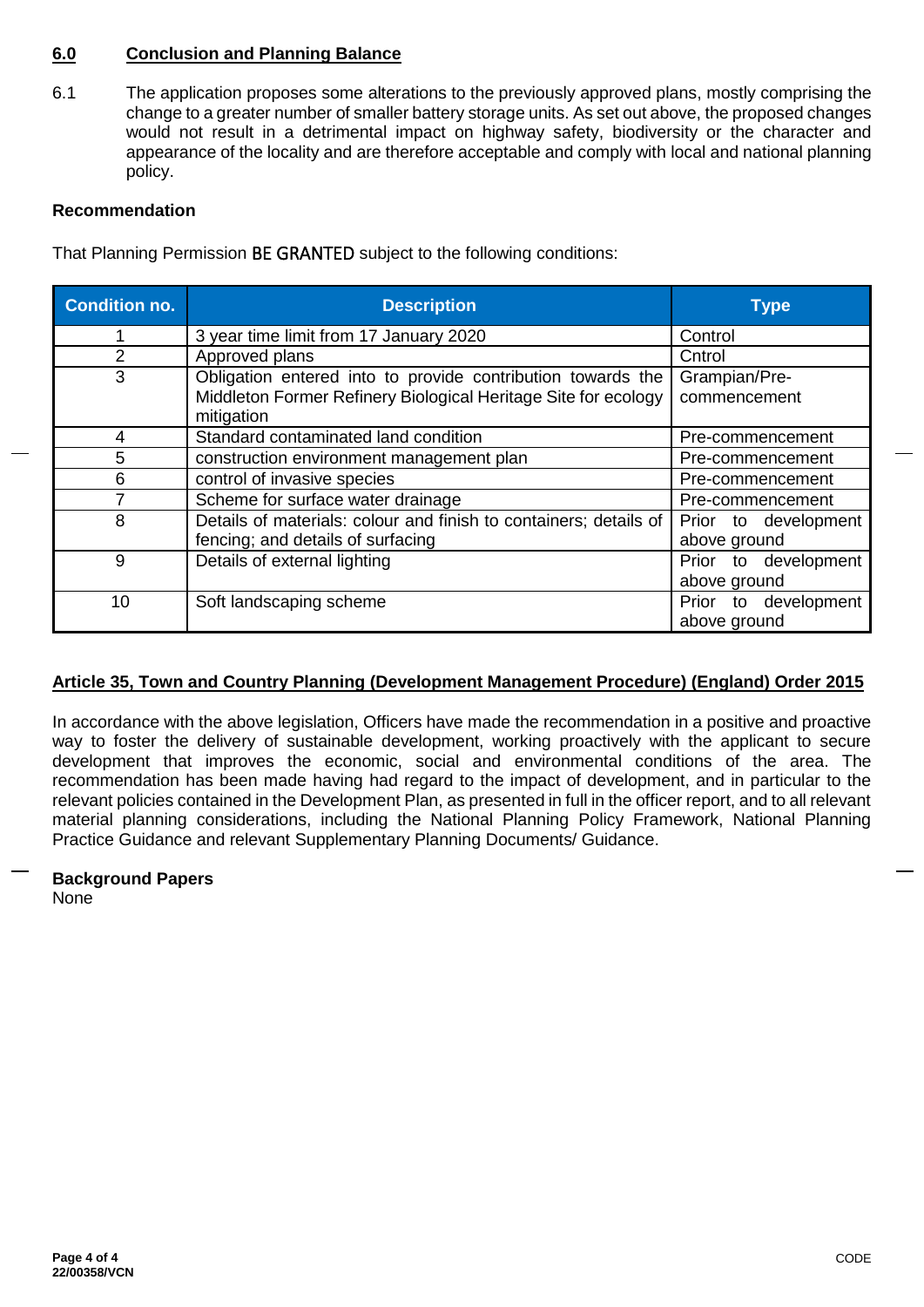## 6.0 Conclusion and Planning Balance

6.1 The application proposes some alterations to the previously approved plans, mostly comprising the change to a greater number of smaller battery storage units. As set out above, the proposed changes would not result in a detrimental impact on highway safety, biodiversity or the character and appearance of the locality and are therefore acceptable and comply with local and national planning policy.

**Recommendation**

That Planning Permission BE GRANTED subject to the following conditions:

| Condition no. | Description | Type |
|---|---|---|
| 1 | 3 year time limit from 17 January 2020 | Control |
| 2 | Approved plans | Cntrol |
| 3 | Obligation entered into to provide contribution towards the Middleton Former Refinery Biological Heritage Site for ecology mitigation | Grampian/Pre-commencement |
| 4 | Standard contaminated land condition | Pre-commencement |
| 5 | construction environment management plan | Pre-commencement |
| 6 | control of invasive species | Pre-commencement |
| 7 | Scheme for surface water drainage | Pre-commencement |
| 8 | Details of materials: colour and finish to containers; details of fencing; and details of surfacing | Prior to development above ground |
| 9 | Details of external lighting | Prior to development above ground |
| 10 | Soft landscaping scheme | Prior to development above ground |

**Article 35, Town and Country Planning (Development Management Procedure) (England) Order 2015**

In accordance with the above legislation, Officers have made the recommendation in a positive and proactive way to foster the delivery of sustainable development, working proactively with the applicant to secure development that improves the economic, social and environmental conditions of the area. The recommendation has been made having had regard to the impact of development, and in particular to the relevant policies contained in the Development Plan, as presented in full in the officer report, and to all relevant material planning considerations, including the National Planning Policy Framework, National Planning Practice Guidance and relevant Supplementary Planning Documents/ Guidance.

**Background Papers**
None